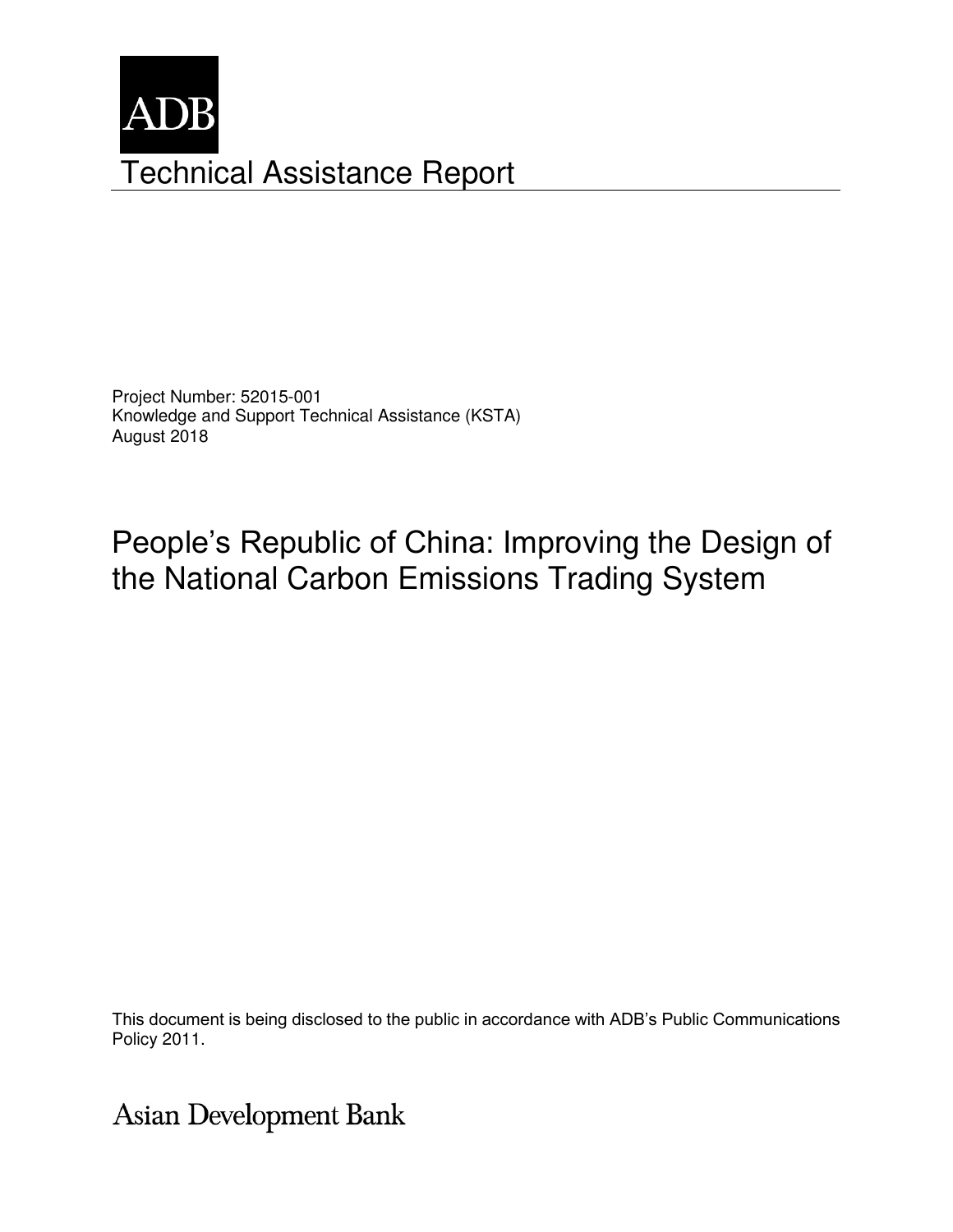ADB

# Technical Assistance Report

Project Number: 52015-001
Knowledge and Support Technical Assistance (KSTA)
August 2018

# People's Republic of China: Improving the Design of the National Carbon Emissions Trading System

This document is being disclosed to the public in accordance with ADB's Public Communications Policy 2011.

Asian Development Bank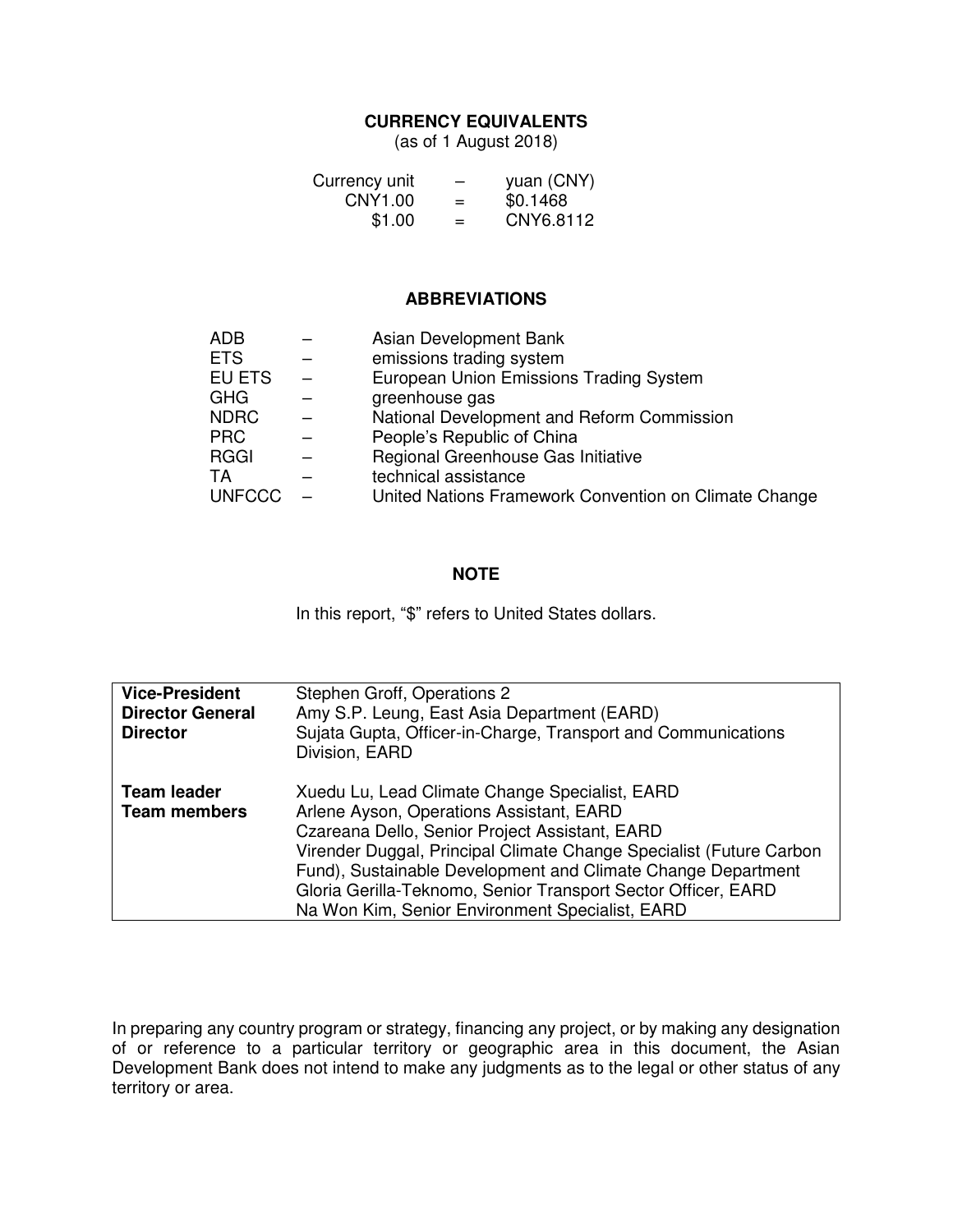## CURRENCY EQUIVALENTS

(as of 1 August 2018)

| | | |
|---|---|---|
| Currency unit | – | yuan (CNY) |
| CNY1.00 | = | $0.1468 |
| $1.00 | = | CNY6.8112 |

## ABBREVIATIONS

| | | |
|---|---|---|
| ADB | – | Asian Development Bank |
| ETS | – | emissions trading system |
| EU ETS | – | European Union Emissions Trading System |
| GHG | – | greenhouse gas |
| NDRC | – | National Development and Reform Commission |
| PRC | – | People's Republic of China |
| RGGI | – | Regional Greenhouse Gas Initiative |
| TA | – | technical assistance |
| UNFCCC | – | United Nations Framework Convention on Climate Change |

## NOTE

In this report, "$" refers to United States dollars.

| | |
|---|---|
| **Vice-President** | Stephen Groff, Operations 2 |
| **Director General** | Amy S.P. Leung, East Asia Department (EARD) |
| **Director** | Sujata Gupta, Officer-in-Charge, Transport and Communications Division, EARD |
| **Team leader** | Xuedu Lu, Lead Climate Change Specialist, EARD |
| **Team members** | Arlene Ayson, Operations Assistant, EARD<br>Czareana Dello, Senior Project Assistant, EARD<br>Virender Duggal, Principal Climate Change Specialist (Future Carbon Fund), Sustainable Development and Climate Change Department<br>Gloria Gerilla-Teknomo, Senior Transport Sector Officer, EARD<br>Na Won Kim, Senior Environment Specialist, EARD |

In preparing any country program or strategy, financing any project, or by making any designation of or reference to a particular territory or geographic area in this document, the Asian Development Bank does not intend to make any judgments as to the legal or other status of any territory or area.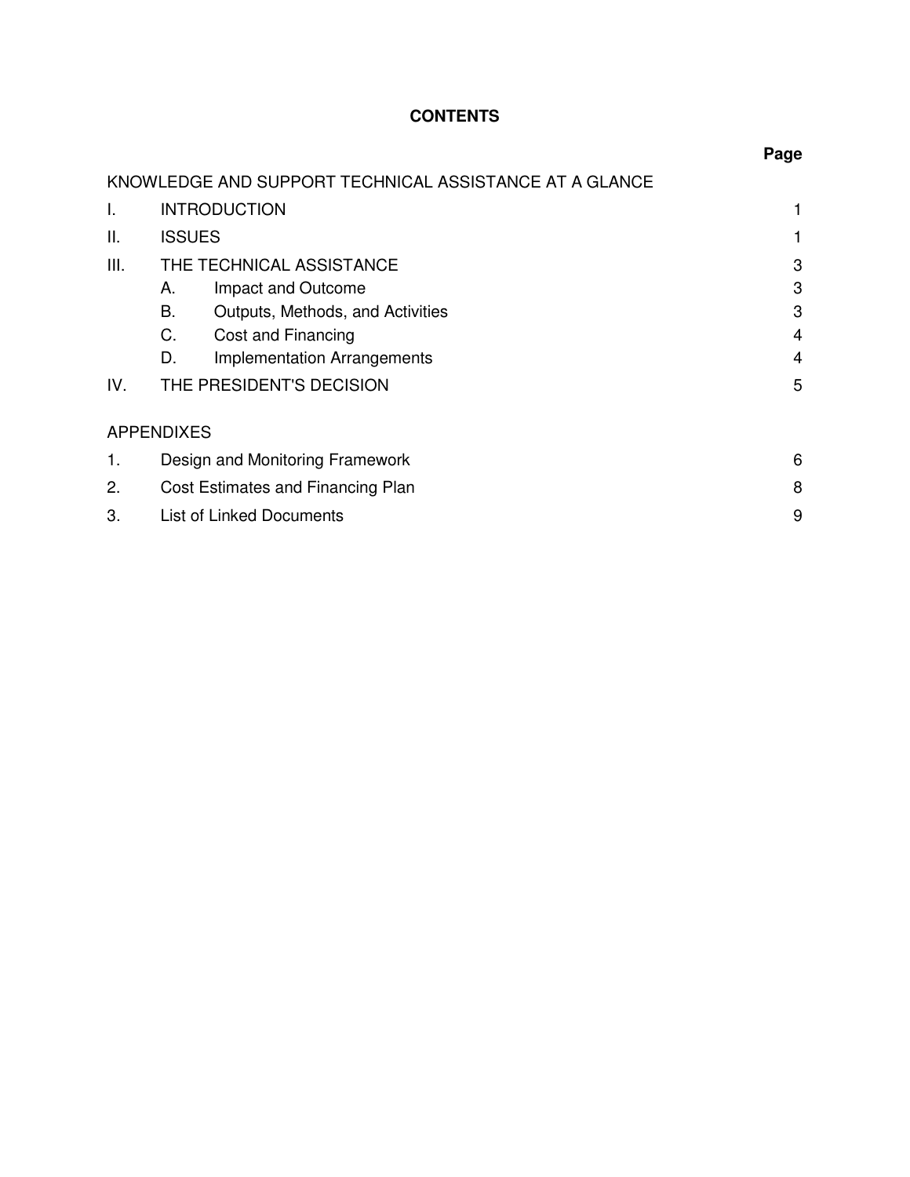# CONTENTS

| | | Page |
|---|---|---|
| KNOWLEDGE AND SUPPORT TECHNICAL ASSISTANCE AT A GLANCE | | |
| I. | INTRODUCTION | 1 |
| II. | ISSUES | 1 |
| III. | THE TECHNICAL ASSISTANCE | 3 |
| | A. Impact and Outcome | 3 |
| | B. Outputs, Methods, and Activities | 3 |
| | C. Cost and Financing | 4 |
| | D. Implementation Arrangements | 4 |
| IV. | THE PRESIDENT'S DECISION | 5 |
| APPENDIXES | | |
| 1. | Design and Monitoring Framework | 6 |
| 2. | Cost Estimates and Financing Plan | 8 |
| 3. | List of Linked Documents | 9 |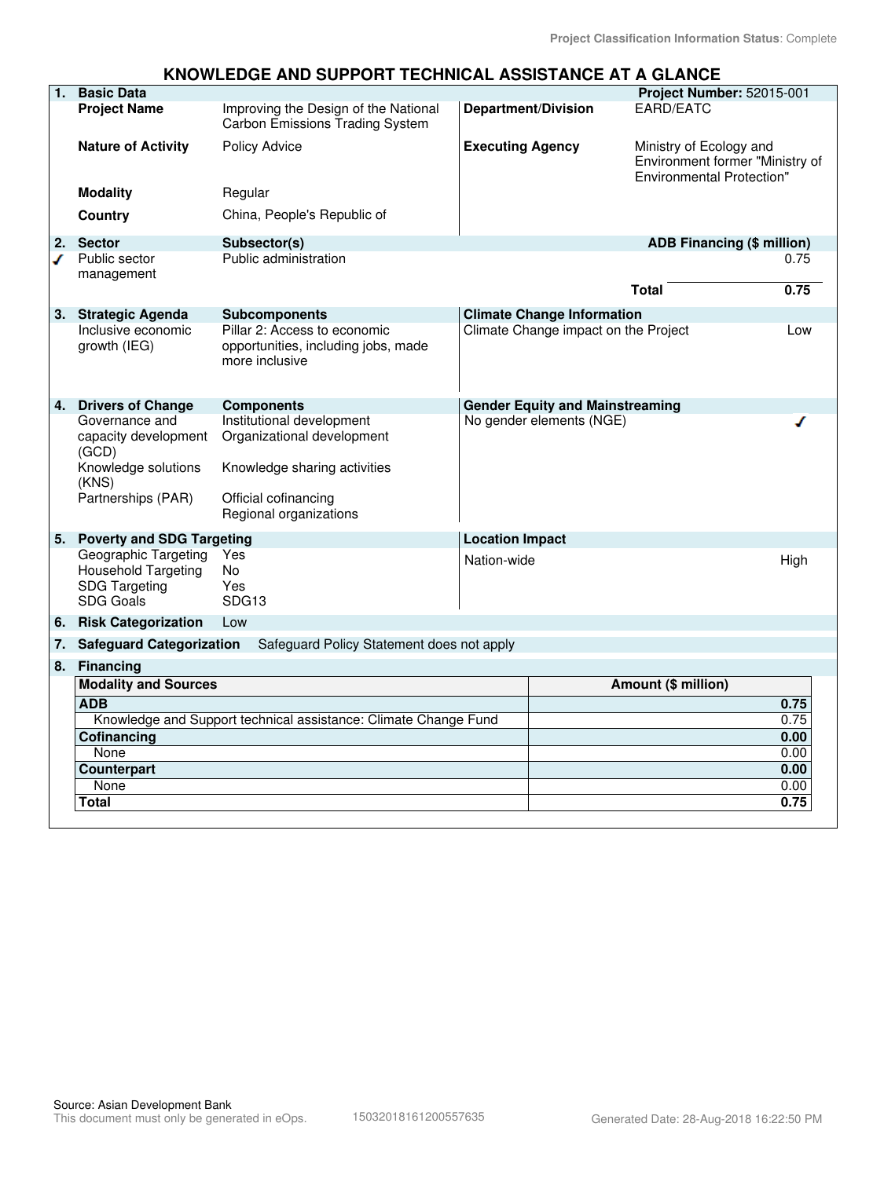Project Classification Information Status: Complete

# KNOWLEDGE AND SUPPORT TECHNICAL ASSISTANCE AT A GLANCE

| 1. Basic Data | | | Project Number: 52015-001 |
|---|---|---|---|
| Project Name | Improving the Design of the National Carbon Emissions Trading System | Department/Division | EARD/EATC |
| Nature of Activity | Policy Advice | Executing Agency | Ministry of Ecology and Environment former "Ministry of Environmental Protection" |
| Modality | Regular | | |
| Country | China, People's Republic of | | |

| 2. Sector | Subsector(s) | ADB Financing ($ million) |
|---|---|---|
| ✓ Public sector management | Public administration | 0.75 |
| | Total | 0.75 |

| 3. Strategic Agenda | Subcomponents | Climate Change Information | |
|---|---|---|---|
| Inclusive economic growth (IEG) | Pillar 2: Access to economic opportunities, including jobs, made more inclusive | Climate Change impact on the Project | Low |

| 4. Drivers of Change | Components | Gender Equity and Mainstreaming | |
|---|---|---|---|
| Governance and capacity development (GCD) | Institutional development<br>Organizational development | No gender elements (NGE) | ✓ |
| Knowledge solutions (KNS) | Knowledge sharing activities | | |
| Partnerships (PAR) | Official cofinancing<br>Regional organizations | | |

| 5. Poverty and SDG Targeting | | Location Impact | |
|---|---|---|---|
| Geographic Targeting | Yes | Nation-wide | High |
| Household Targeting | No | | |
| SDG Targeting | Yes | | |
| SDG Goals | SDG13 | | |

**6. Risk Categorization** Low

**7. Safeguard Categorization** Safeguard Policy Statement does not apply

**8. Financing**

| Modality and Sources | Amount ($ million) |
|---|---|
| **ADB** | **0.75** |
| Knowledge and Support technical assistance: Climate Change Fund | 0.75 |
| **Cofinancing** | **0.00** |
| None | 0.00 |
| **Counterpart** | **0.00** |
| None | 0.00 |
| **Total** | **0.75** |

Source: Asian Development Bank
This document must only be generated in eOps. 15032018161200557635 Generated Date: 28-Aug-2018 16:22:50 PM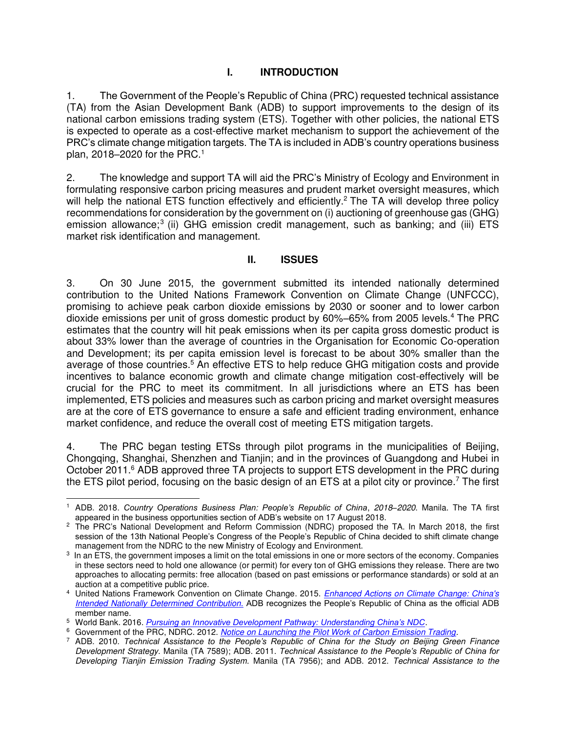# I. INTRODUCTION

1. The Government of the People's Republic of China (PRC) requested technical assistance (TA) from the Asian Development Bank (ADB) to support improvements to the design of its national carbon emissions trading system (ETS). Together with other policies, the national ETS is expected to operate as a cost-effective market mechanism to support the achievement of the PRC's climate change mitigation targets. The TA is included in ADB's country operations business plan, 2018–2020 for the PRC.[1]

2. The knowledge and support TA will aid the PRC's Ministry of Ecology and Environment in formulating responsive carbon pricing measures and prudent market oversight measures, which will help the national ETS function effectively and efficiently.[2] The TA will develop three policy recommendations for consideration by the government on (i) auctioning of greenhouse gas (GHG) emission allowance;[3] (ii) GHG emission credit management, such as banking; and (iii) ETS market risk identification and management.

# II. ISSUES

3. On 30 June 2015, the government submitted its intended nationally determined contribution to the United Nations Framework Convention on Climate Change (UNFCCC), promising to achieve peak carbon dioxide emissions by 2030 or sooner and to lower carbon dioxide emissions per unit of gross domestic product by 60%–65% from 2005 levels.[4] The PRC estimates that the country will hit peak emissions when its per capita gross domestic product is about 33% lower than the average of countries in the Organisation for Economic Co-operation and Development; its per capita emission level is forecast to be about 30% smaller than the average of those countries.[5] An effective ETS to help reduce GHG mitigation costs and provide incentives to balance economic growth and climate change mitigation cost-effectively will be crucial for the PRC to meet its commitment. In all jurisdictions where an ETS has been implemented, ETS policies and measures such as carbon pricing and market oversight measures are at the core of ETS governance to ensure a safe and efficient trading environment, enhance market confidence, and reduce the overall cost of meeting ETS mitigation targets.

4. The PRC began testing ETSs through pilot programs in the municipalities of Beijing, Chongqing, Shanghai, Shenzhen and Tianjin; and in the provinces of Guangdong and Hubei in October 2011.[6] ADB approved three TA projects to support ETS development in the PRC during the ETS pilot period, focusing on the basic design of an ETS at a pilot city or province.[7] The first

---

[1] ADB. 2018. *Country Operations Business Plan: People's Republic of China, 2018–2020*. Manila. The TA first appeared in the business opportunities section of ADB's website on 17 August 2018.

[2] The PRC's National Development and Reform Commission (NDRC) proposed the TA. In March 2018, the first session of the 13th National People's Congress of the People's Republic of China decided to shift climate change management from the NDRC to the new Ministry of Ecology and Environment.

[3] In an ETS, the government imposes a limit on the total emissions in one or more sectors of the economy. Companies in these sectors need to hold one allowance (or permit) for every ton of GHG emissions they release. There are two approaches to allocating permits: free allocation (based on past emissions or performance standards) or sold at an auction at a competitive public price.

[4] United Nations Framework Convention on Climate Change. 2015. *Enhanced Actions on Climate Change: China's Intended Nationally Determined Contribution.* ADB recognizes the People's Republic of China as the official ADB member name.

[5] World Bank. 2016. *Pursuing an Innovative Development Pathway: Understanding China's NDC*.

[6] Government of the PRC, NDRC. 2012. *Notice on Launching the Pilot Work of Carbon Emission Trading*.

[7] ADB. 2010. *Technical Assistance to the People's Republic of China for the Study on Beijing Green Finance Development Strategy*. Manila (TA 7589); ADB. 2011. *Technical Assistance to the People's Republic of China for Developing Tianjin Emission Trading System.* Manila (TA 7956); and ADB. 2012. *Technical Assistance to the*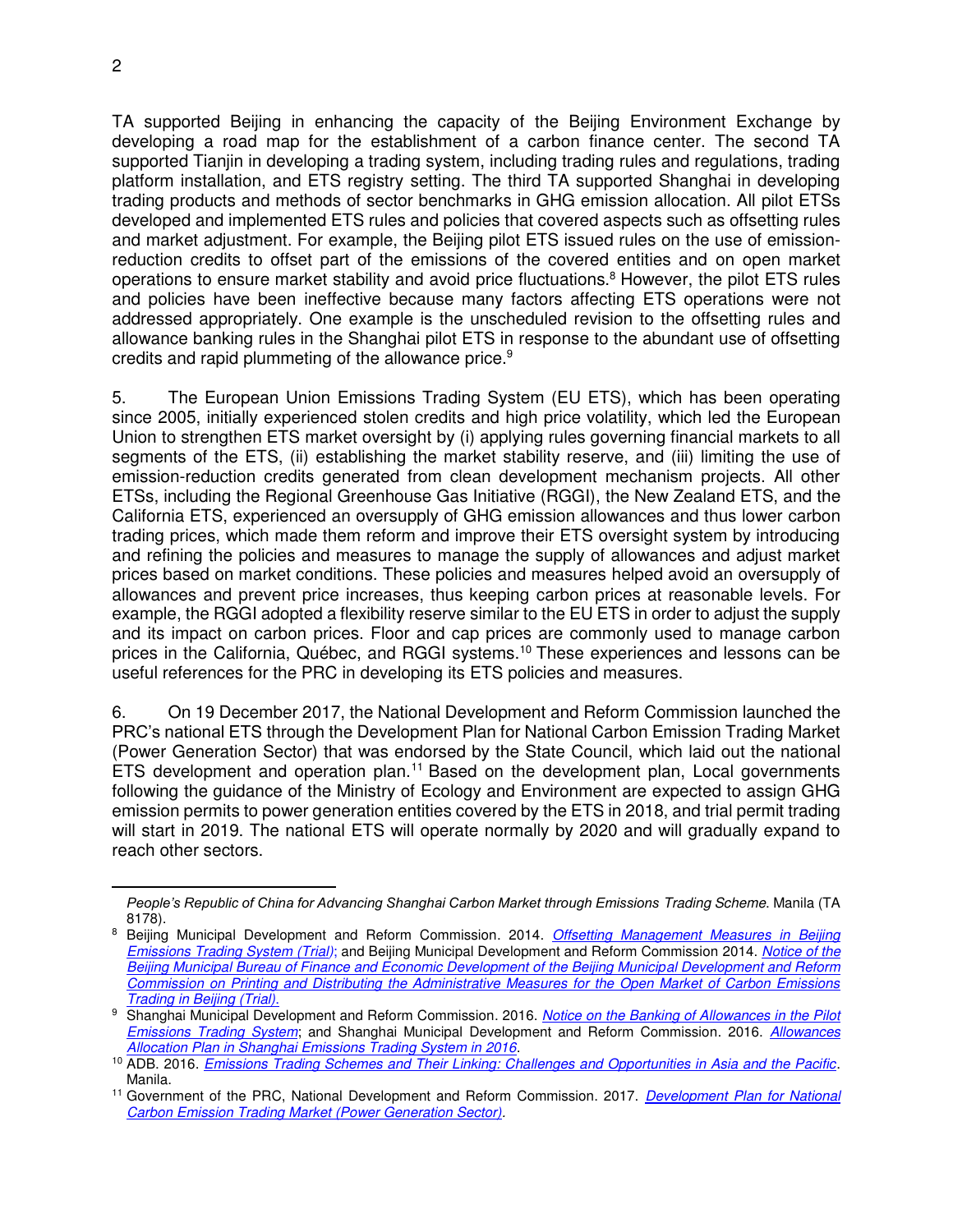TA supported Beijing in enhancing the capacity of the Beijing Environment Exchange by developing a road map for the establishment of a carbon finance center. The second TA supported Tianjin in developing a trading system, including trading rules and regulations, trading platform installation, and ETS registry setting. The third TA supported Shanghai in developing trading products and methods of sector benchmarks in GHG emission allocation. All pilot ETSs developed and implemented ETS rules and policies that covered aspects such as offsetting rules and market adjustment. For example, the Beijing pilot ETS issued rules on the use of emission-reduction credits to offset part of the emissions of the covered entities and on open market operations to ensure market stability and avoid price fluctuations.[8] However, the pilot ETS rules and policies have been ineffective because many factors affecting ETS operations were not addressed appropriately. One example is the unscheduled revision to the offsetting rules and allowance banking rules in the Shanghai pilot ETS in response to the abundant use of offsetting credits and rapid plummeting of the allowance price.[9]

5. The European Union Emissions Trading System (EU ETS), which has been operating since 2005, initially experienced stolen credits and high price volatility, which led the European Union to strengthen ETS market oversight by (i) applying rules governing financial markets to all segments of the ETS, (ii) establishing the market stability reserve, and (iii) limiting the use of emission-reduction credits generated from clean development mechanism projects. All other ETSs, including the Regional Greenhouse Gas Initiative (RGGI), the New Zealand ETS, and the California ETS, experienced an oversupply of GHG emission allowances and thus lower carbon trading prices, which made them reform and improve their ETS oversight system by introducing and refining the policies and measures to manage the supply of allowances and adjust market prices based on market conditions. These policies and measures helped avoid an oversupply of allowances and prevent price increases, thus keeping carbon prices at reasonable levels. For example, the RGGI adopted a flexibility reserve similar to the EU ETS in order to adjust the supply and its impact on carbon prices. Floor and cap prices are commonly used to manage carbon prices in the California, Québec, and RGGI systems.[10] These experiences and lessons can be useful references for the PRC in developing its ETS policies and measures.

6. On 19 December 2017, the National Development and Reform Commission launched the PRC's national ETS through the Development Plan for National Carbon Emission Trading Market (Power Generation Sector) that was endorsed by the State Council, which laid out the national ETS development and operation plan.[11] Based on the development plan, Local governments following the guidance of the Ministry of Ecology and Environment are expected to assign GHG emission permits to power generation entities covered by the ETS in 2018, and trial permit trading will start in 2019. The national ETS will operate normally by 2020 and will gradually expand to reach other sectors.

---

*People's Republic of China for Advancing Shanghai Carbon Market through Emissions Trading Scheme.* Manila (TA 8178).

[8] Beijing Municipal Development and Reform Commission. 2014. *Offsetting Management Measures in Beijing Emissions Trading System (Trial)*; and Beijing Municipal Development and Reform Commission 2014. *Notice of the Beijing Municipal Bureau of Finance and Economic Development of the Beijing Municipal Development and Reform Commission on Printing and Distributing the Administrative Measures for the Open Market of Carbon Emissions Trading in Beijing (Trial)*.

[9] Shanghai Municipal Development and Reform Commission. 2016. *Notice on the Banking of Allowances in the Pilot Emissions Trading System*; and Shanghai Municipal Development and Reform Commission. 2016. *Allowances Allocation Plan in Shanghai Emissions Trading System in 2016*.

[10] ADB. 2016. *Emissions Trading Schemes and Their Linking: Challenges and Opportunities in Asia and the Pacific*. Manila.

[11] Government of the PRC, National Development and Reform Commission. 2017. *Development Plan for National Carbon Emission Trading Market (Power Generation Sector)*.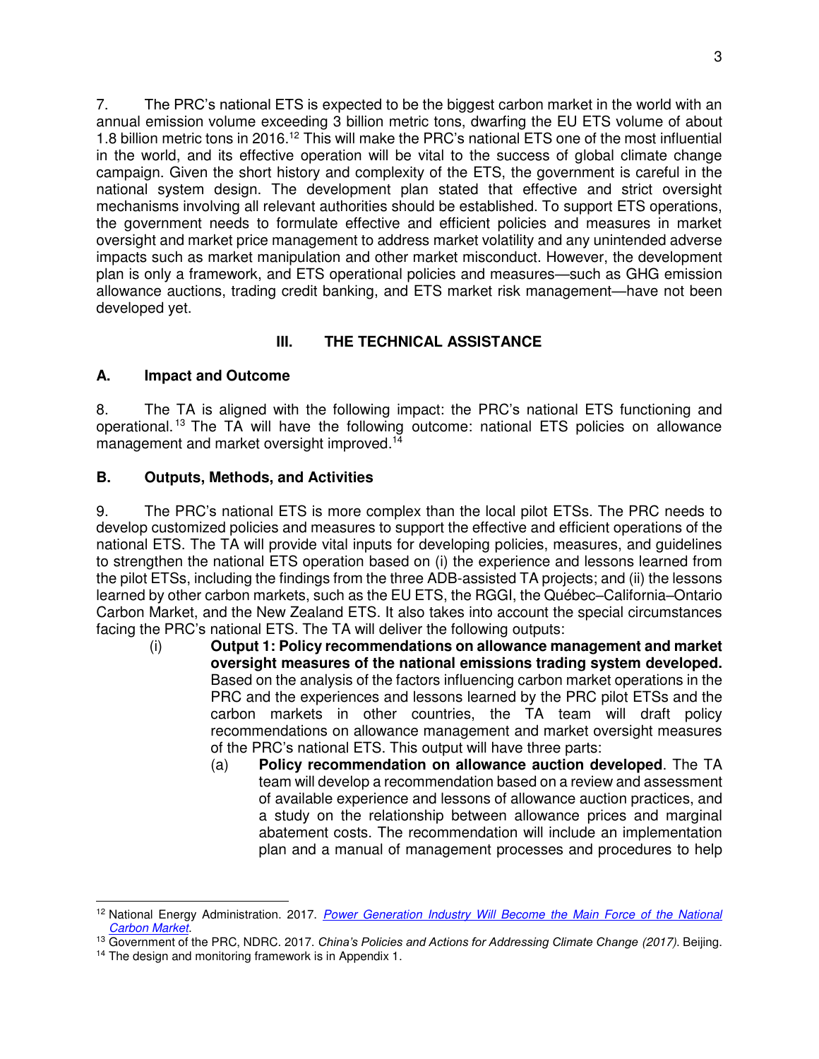7. The PRC's national ETS is expected to be the biggest carbon market in the world with an annual emission volume exceeding 3 billion metric tons, dwarfing the EU ETS volume of about 1.8 billion metric tons in 2016.[12] This will make the PRC's national ETS one of the most influential in the world, and its effective operation will be vital to the success of global climate change campaign. Given the short history and complexity of the ETS, the government is careful in the national system design. The development plan stated that effective and strict oversight mechanisms involving all relevant authorities should be established. To support ETS operations, the government needs to formulate effective and efficient policies and measures in market oversight and market price management to address market volatility and any unintended adverse impacts such as market manipulation and other market misconduct. However, the development plan is only a framework, and ETS operational policies and measures—such as GHG emission allowance auctions, trading credit banking, and ETS market risk management—have not been developed yet.

## III. THE TECHNICAL ASSISTANCE

### A. Impact and Outcome

8. The TA is aligned with the following impact: the PRC's national ETS functioning and operational.[13] The TA will have the following outcome: national ETS policies on allowance management and market oversight improved.[14]

### B. Outputs, Methods, and Activities

9. The PRC's national ETS is more complex than the local pilot ETSs. The PRC needs to develop customized policies and measures to support the effective and efficient operations of the national ETS. The TA will provide vital inputs for developing policies, measures, and guidelines to strengthen the national ETS operation based on (i) the experience and lessons learned from the pilot ETSs, including the findings from the three ADB-assisted TA projects; and (ii) the lessons learned by other carbon markets, such as the EU ETS, the RGGI, the Québec–California–Ontario Carbon Market, and the New Zealand ETS. It also takes into account the special circumstances facing the PRC's national ETS. The TA will deliver the following outputs:

(i) **Output 1: Policy recommendations on allowance management and market oversight measures of the national emissions trading system developed.** Based on the analysis of the factors influencing carbon market operations in the PRC and the experiences and lessons learned by the PRC pilot ETSs and the carbon markets in other countries, the TA team will draft policy recommendations on allowance management and market oversight measures of the PRC's national ETS. This output will have three parts:

  (a) **Policy recommendation on allowance auction developed**. The TA team will develop a recommendation based on a review and assessment of available experience and lessons of allowance auction practices, and a study on the relationship between allowance prices and marginal abatement costs. The recommendation will include an implementation plan and a manual of management processes and procedures to help

---

[12] National Energy Administration. 2017. *Power Generation Industry Will Become the Main Force of the National Carbon Market*.

[13] Government of the PRC, NDRC. 2017. *China's Policies and Actions for Addressing Climate Change (2017)*. Beijing.

[14] The design and monitoring framework is in Appendix 1.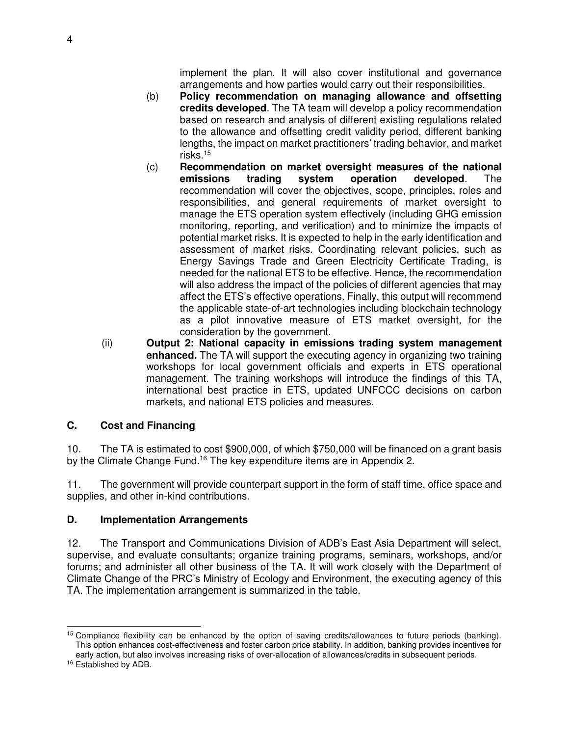implement the plan. It will also cover institutional and governance arrangements and how parties would carry out their responsibilities.

(b) **Policy recommendation on managing allowance and offsetting credits developed**. The TA team will develop a policy recommendation based on research and analysis of different existing regulations related to the allowance and offsetting credit validity period, different banking lengths, the impact on market practitioners' trading behavior, and market risks.[15]

(c) **Recommendation on market oversight measures of the national emissions trading system operation developed**. The recommendation will cover the objectives, scope, principles, roles and responsibilities, and general requirements of market oversight to manage the ETS operation system effectively (including GHG emission monitoring, reporting, and verification) and to minimize the impacts of potential market risks. It is expected to help in the early identification and assessment of market risks. Coordinating relevant policies, such as Energy Savings Trade and Green Electricity Certificate Trading, is needed for the national ETS to be effective. Hence, the recommendation will also address the impact of the policies of different agencies that may affect the ETS's effective operations. Finally, this output will recommend the applicable state-of-art technologies including blockchain technology as a pilot innovative measure of ETS market oversight, for the consideration by the government.

(ii) **Output 2: National capacity in emissions trading system management enhanced.** The TA will support the executing agency in organizing two training workshops for local government officials and experts in ETS operational management. The training workshops will introduce the findings of this TA, international best practice in ETS, updated UNFCCC decisions on carbon markets, and national ETS policies and measures.

## C. Cost and Financing

10. The TA is estimated to cost \$900,000, of which \$750,000 will be financed on a grant basis by the Climate Change Fund.[16] The key expenditure items are in Appendix 2.

11. The government will provide counterpart support in the form of staff time, office space and supplies, and other in-kind contributions.

## D. Implementation Arrangements

12. The Transport and Communications Division of ADB's East Asia Department will select, supervise, and evaluate consultants; organize training programs, seminars, workshops, and/or forums; and administer all other business of the TA. It will work closely with the Department of Climate Change of the PRC's Ministry of Ecology and Environment, the executing agency of this TA. The implementation arrangement is summarized in the table.

---

[15] Compliance flexibility can be enhanced by the option of saving credits/allowances to future periods (banking). This option enhances cost-effectiveness and foster carbon price stability. In addition, banking provides incentives for early action, but also involves increasing risks of over-allocation of allowances/credits in subsequent periods.

[16] Established by ADB.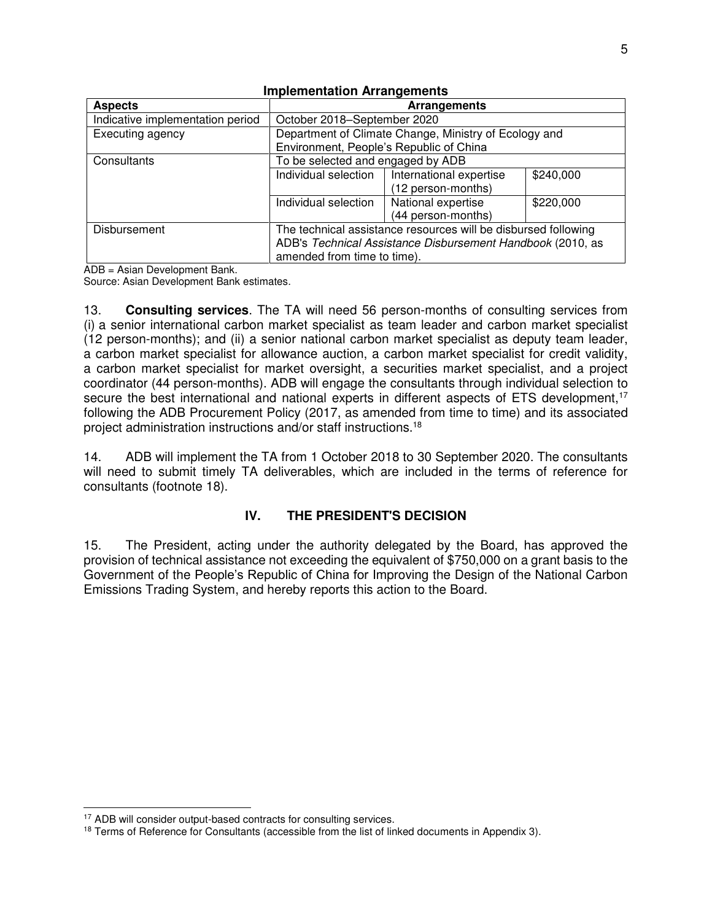**Implementation Arrangements**

| Aspects | Arrangements | | |
|---|---|---|---|
| Indicative implementation period | October 2018–September 2020 | | |
| Executing agency | Department of Climate Change, Ministry of Ecology and Environment, People's Republic of China | | |
| Consultants | To be selected and engaged by ADB | | |
| | Individual selection | International expertise (12 person-months) | $240,000 |
| | Individual selection | National expertise (44 person-months) | $220,000 |
| Disbursement | The technical assistance resources will be disbursed following ADB's *Technical Assistance Disbursement Handbook* (2010, as amended from time to time). | | |

ADB = Asian Development Bank.
Source: Asian Development Bank estimates.

13. **Consulting services**. The TA will need 56 person-months of consulting services from (i) a senior international carbon market specialist as team leader and carbon market specialist (12 person-months); and (ii) a senior national carbon market specialist as deputy team leader, a carbon market specialist for allowance auction, a carbon market specialist for credit validity, a carbon market specialist for market oversight, a securities market specialist, and a project coordinator (44 person-months). ADB will engage the consultants through individual selection to secure the best international and national experts in different aspects of ETS development,[17] following the ADB Procurement Policy (2017, as amended from time to time) and its associated project administration instructions and/or staff instructions.[18]

14. ADB will implement the TA from 1 October 2018 to 30 September 2020. The consultants will need to submit timely TA deliverables, which are included in the terms of reference for consultants (footnote 18).

## IV. THE PRESIDENT'S DECISION

15. The President, acting under the authority delegated by the Board, has approved the provision of technical assistance not exceeding the equivalent of $750,000 on a grant basis to the Government of the People's Republic of China for Improving the Design of the National Carbon Emissions Trading System, and hereby reports this action to the Board.

[17] ADB will consider output-based contracts for consulting services.

[18] Terms of Reference for Consultants (accessible from the list of linked documents in Appendix 3).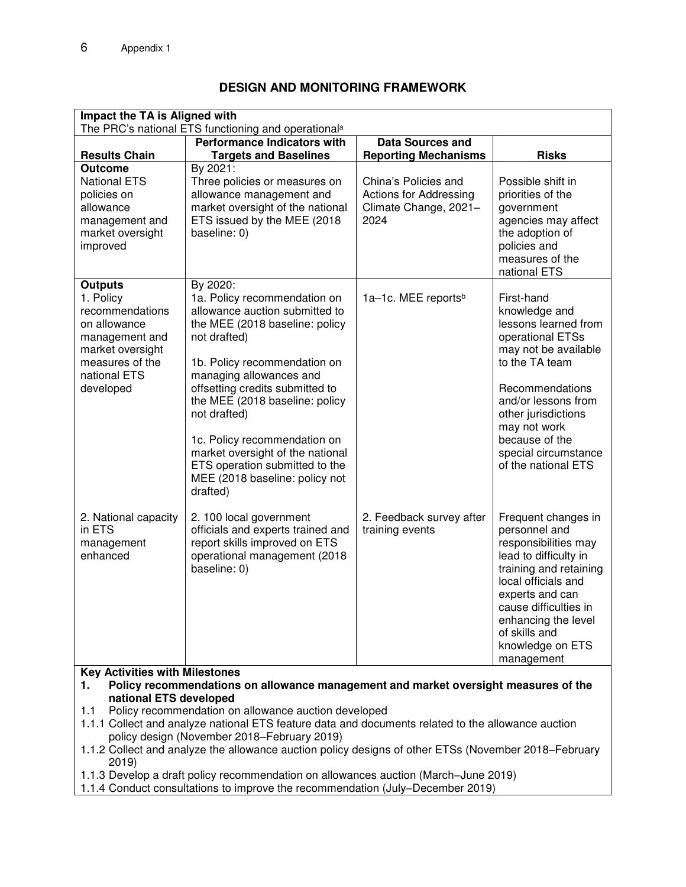## DESIGN AND MONITORING FRAMEWORK

| Impact the TA is Aligned with | | | |
|---|---|---|---|
| The PRC's national ETS functioning and operational[a] | | | |
| **Results Chain** | **Performance Indicators with Targets and Baselines** | **Data Sources and Reporting Mechanisms** | **Risks** |
| **Outcome**<br>National ETS policies on allowance management and market oversight improved | By 2021:<br>Three policies or measures on allowance management and market oversight of the national ETS issued by the MEE (2018 baseline: 0) | China's Policies and Actions for Addressing Climate Change, 2021–2024 | Possible shift in priorities of the government agencies may affect the adoption of policies and measures of the national ETS |
| **Outputs**<br>1. Policy recommendations on allowance management and market oversight measures of the national ETS developed | By 2020:<br>1a. Policy recommendation on allowance auction submitted to the MEE (2018 baseline: policy not drafted)<br><br>1b. Policy recommendation on managing allowances and offsetting credits submitted to the MEE (2018 baseline: policy not drafted)<br><br>1c. Policy recommendation on market oversight of the national ETS operation submitted to the MEE (2018 baseline: policy not drafted) | 1a–1c. MEE reports[b] | First-hand knowledge and lessons learned from operational ETSs may not be available to the TA team<br><br>Recommendations and/or lessons from other jurisdictions may not work because of the special circumstance of the national ETS |
| 2. National capacity in ETS management enhanced | 2. 100 local government officials and experts trained and report skills improved on ETS operational management (2018 baseline: 0) | 2. Feedback survey after training events | Frequent changes in personnel and responsibilities may lead to difficulty in training and retaining local officials and experts and can cause difficulties in enhancing the level of skills and knowledge on ETS management |

**Key Activities with Milestones**

**1. Policy recommendations on allowance management and market oversight measures of the national ETS developed**

1.1 Policy recommendation on allowance auction developed

1.1.1 Collect and analyze national ETS feature data and documents related to the allowance auction policy design (November 2018–February 2019)

1.1.2 Collect and analyze the allowance auction policy designs of other ETSs (November 2018–February 2019)

1.1.3 Develop a draft policy recommendation on allowances auction (March–June 2019)

1.1.4 Conduct consultations to improve the recommendation (July–December 2019)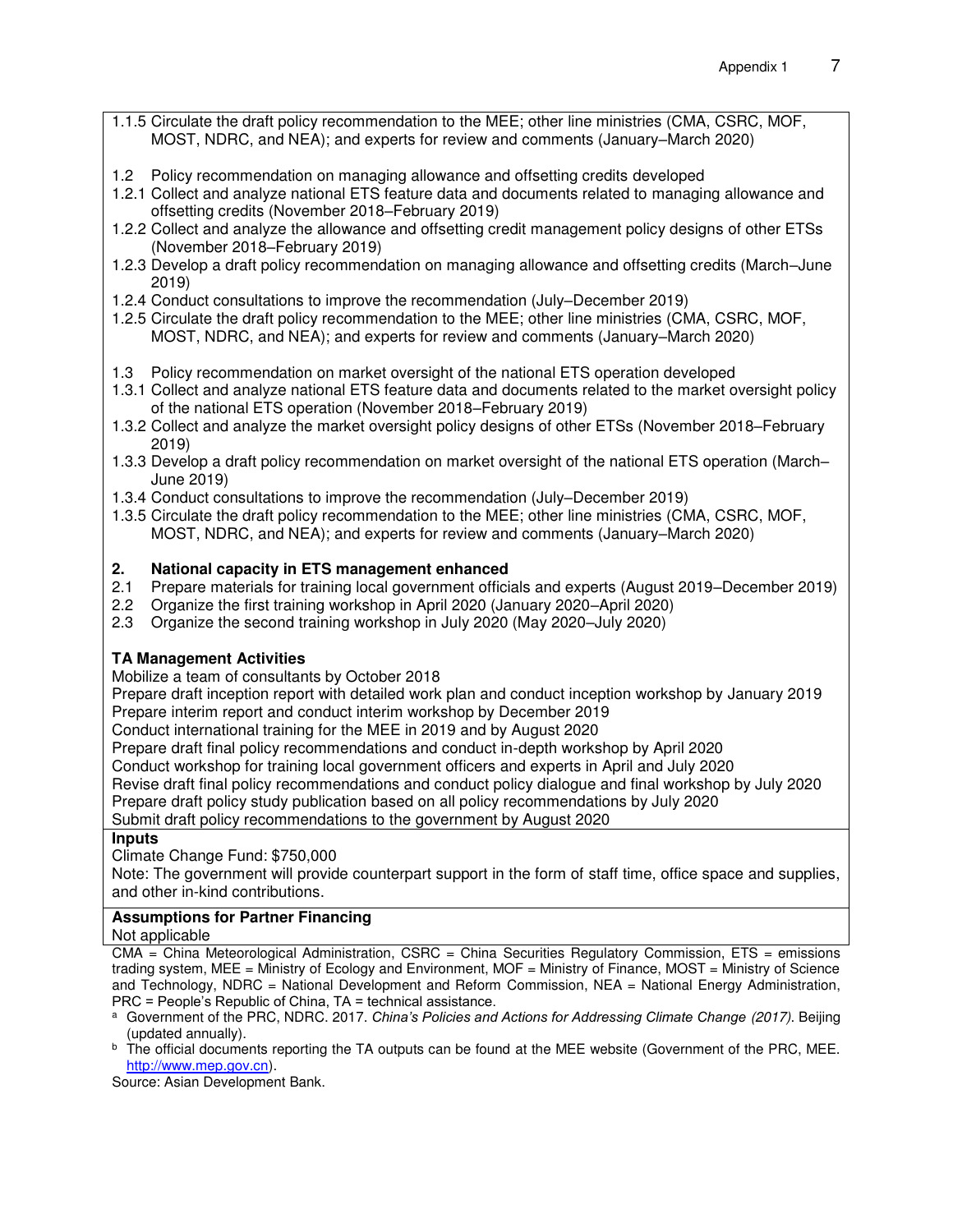1.1.5 Circulate the draft policy recommendation to the MEE; other line ministries (CMA, CSRC, MOF, MOST, NDRC, and NEA); and experts for review and comments (January–March 2020)

1.2 Policy recommendation on managing allowance and offsetting credits developed
1.2.1 Collect and analyze national ETS feature data and documents related to managing allowance and offsetting credits (November 2018–February 2019)
1.2.2 Collect and analyze the allowance and offsetting credit management policy designs of other ETSs (November 2018–February 2019)
1.2.3 Develop a draft policy recommendation on managing allowance and offsetting credits (March–June 2019)
1.2.4 Conduct consultations to improve the recommendation (July–December 2019)
1.2.5 Circulate the draft policy recommendation to the MEE; other line ministries (CMA, CSRC, MOF, MOST, NDRC, and NEA); and experts for review and comments (January–March 2020)

1.3 Policy recommendation on market oversight of the national ETS operation developed
1.3.1 Collect and analyze national ETS feature data and documents related to the market oversight policy of the national ETS operation (November 2018–February 2019)
1.3.2 Collect and analyze the market oversight policy designs of other ETSs (November 2018–February 2019)
1.3.3 Develop a draft policy recommendation on market oversight of the national ETS operation (March–June 2019)
1.3.4 Conduct consultations to improve the recommendation (July–December 2019)
1.3.5 Circulate the draft policy recommendation to the MEE; other line ministries (CMA, CSRC, MOF, MOST, NDRC, and NEA); and experts for review and comments (January–March 2020)

**2. National capacity in ETS management enhanced**
2.1 Prepare materials for training local government officials and experts (August 2019–December 2019)
2.2 Organize the first training workshop in April 2020 (January 2020–April 2020)
2.3 Organize the second training workshop in July 2020 (May 2020–July 2020)

**TA Management Activities**
Mobilize a team of consultants by October 2018
Prepare draft inception report with detailed work plan and conduct inception workshop by January 2019
Prepare interim report and conduct interim workshop by December 2019
Conduct international training for the MEE in 2019 and by August 2020
Prepare draft final policy recommendations and conduct in-depth workshop by April 2020
Conduct workshop for training local government officers and experts in April and July 2020
Revise draft final policy recommendations and conduct policy dialogue and final workshop by July 2020
Prepare draft policy study publication based on all policy recommendations by July 2020
Submit draft policy recommendations to the government by August 2020

**Inputs**
Climate Change Fund: $750,000
Note: The government will provide counterpart support in the form of staff time, office space and supplies, and other in-kind contributions.

**Assumptions for Partner Financing**
Not applicable

CMA = China Meteorological Administration, CSRC = China Securities Regulatory Commission, ETS = emissions trading system, MEE = Ministry of Ecology and Environment, MOF = Ministry of Finance, MOST = Ministry of Science and Technology, NDRC = National Development and Reform Commission, NEA = National Energy Administration, PRC = People's Republic of China, TA = technical assistance.

[a] Government of the PRC, NDRC. 2017. *China's Policies and Actions for Addressing Climate Change (2017)*. Beijing (updated annually).

[b] The official documents reporting the TA outputs can be found at the MEE website (Government of the PRC, MEE. http://www.mep.gov.cn).

Source: Asian Development Bank.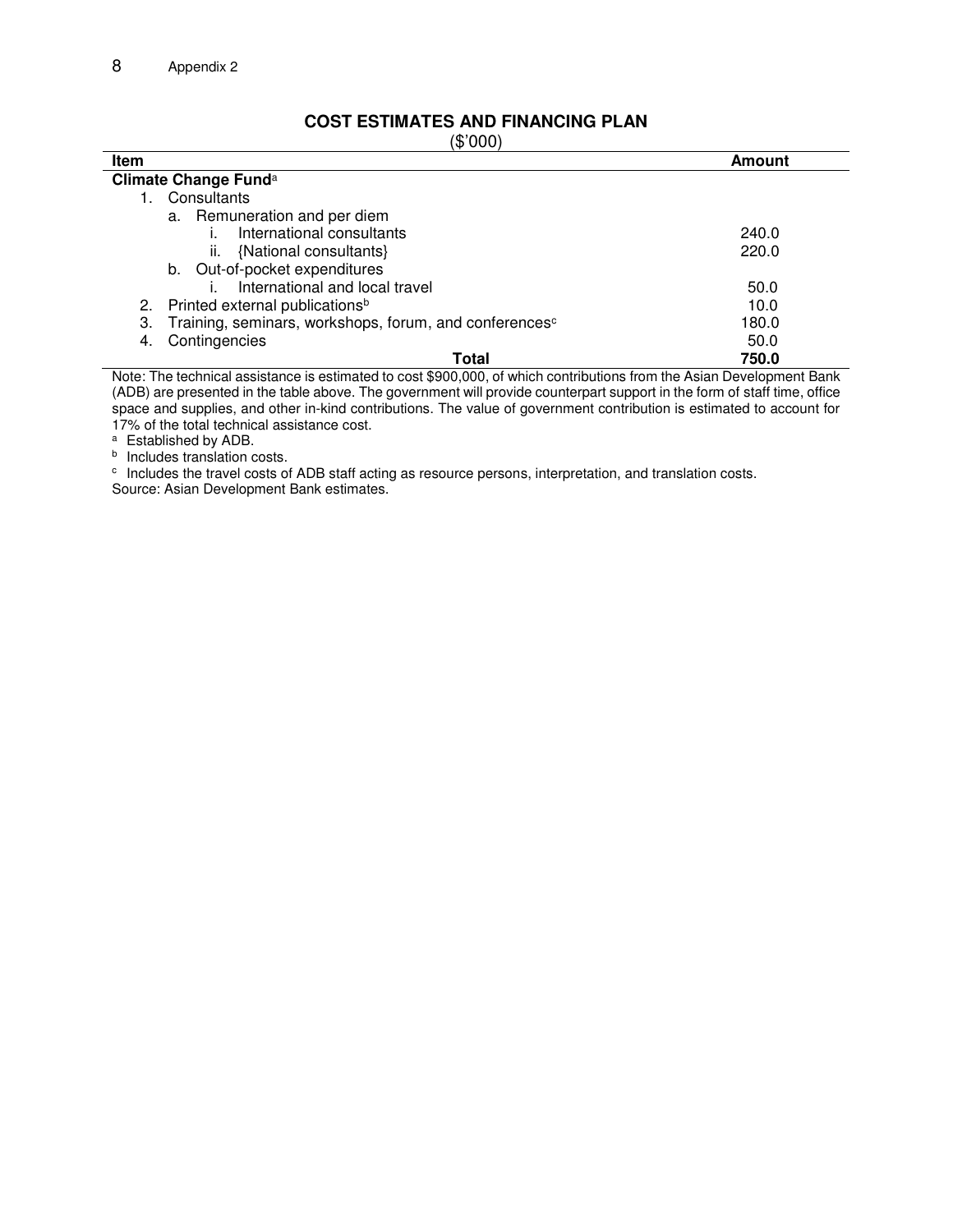## COST ESTIMATES AND FINANCING PLAN

($'000)

| Item | Amount |
|---|---|
| **Climate Change Fund**[a] | |
| 1. Consultants | |
| a. Remuneration and per diem | |
| i. International consultants | 240.0 |
| ii. {National consultants} | 220.0 |
| b. Out-of-pocket expenditures | |
| i. International and local travel | 50.0 |
| 2. Printed external publications[b] | 10.0 |
| 3. Training, seminars, workshops, forum, and conferences[c] | 180.0 |
| 4. Contingencies | 50.0 |
| **Total** | **750.0** |

Note: The technical assistance is estimated to cost $900,000, of which contributions from the Asian Development Bank (ADB) are presented in the table above. The government will provide counterpart support in the form of staff time, office space and supplies, and other in-kind contributions. The value of government contribution is estimated to account for 17% of the total technical assistance cost.

[a] Established by ADB.

[b] Includes translation costs.

[c] Includes the travel costs of ADB staff acting as resource persons, interpretation, and translation costs.

Source: Asian Development Bank estimates.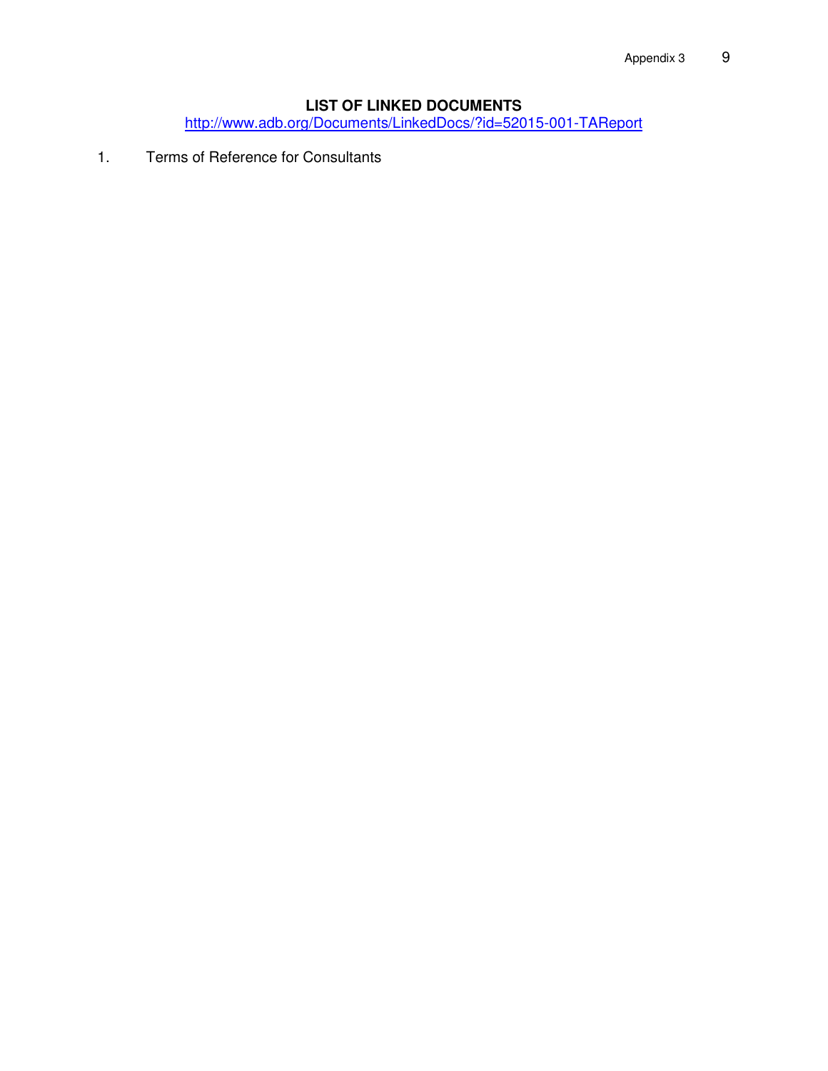**LIST OF LINKED DOCUMENTS**

http://www.adb.org/Documents/LinkedDocs/?id=52015-001-TAReport

1. Terms of Reference for Consultants